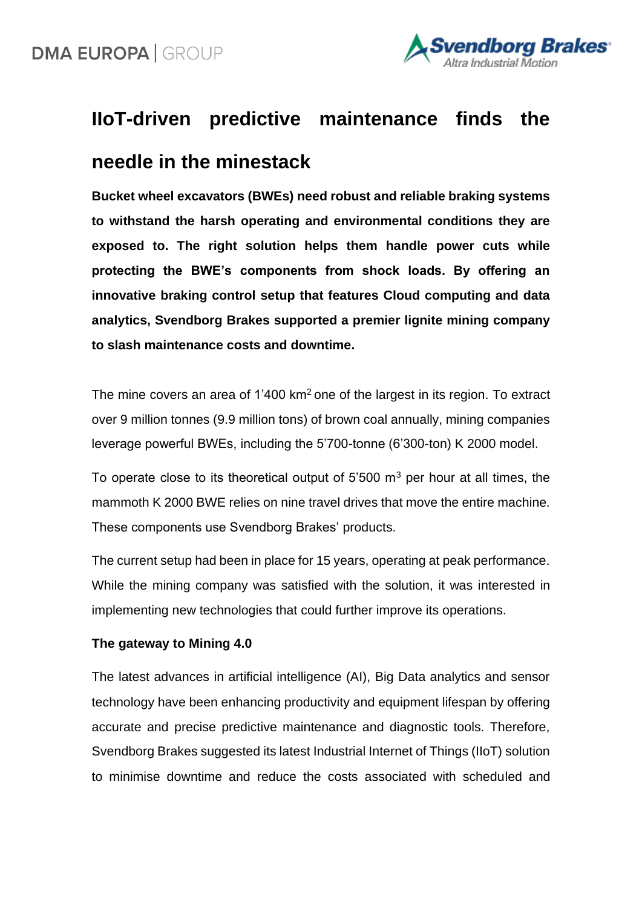# IIoT-driven predictive maintenance finds the needle in the minestack

**Bucket wheel excavators (BWEs) need robust and reliable braking systems to withstand the harsh operating and environmental conditions they are exposed to. The right solution helps them handle power cuts while protecting the BWE's components from shock loads. By offering an innovative braking control setup that features Cloud computing and data analytics, Svendborg Brakes supported a premier lignite mining company to slash maintenance costs and downtime.**

The mine covers an area of 1'400 km$^2$ one of the largest in its region. To extract over 9 million tonnes (9.9 million tons) of brown coal annually, mining companies leverage powerful BWEs, including the 5'700-tonne (6'300-ton) K 2000 model.

To operate close to its theoretical output of 5'500 m$^3$ per hour at all times, the mammoth K 2000 BWE relies on nine travel drives that move the entire machine. These components use Svendborg Brakes' products.

The current setup had been in place for 15 years, operating at peak performance. While the mining company was satisfied with the solution, it was interested in implementing new technologies that could further improve its operations.

**The gateway to Mining 4.0**

The latest advances in artificial intelligence (AI), Big Data analytics and sensor technology have been enhancing productivity and equipment lifespan by offering accurate and precise predictive maintenance and diagnostic tools. Therefore, Svendborg Brakes suggested its latest Industrial Internet of Things (IIoT) solution to minimise downtime and reduce the costs associated with scheduled and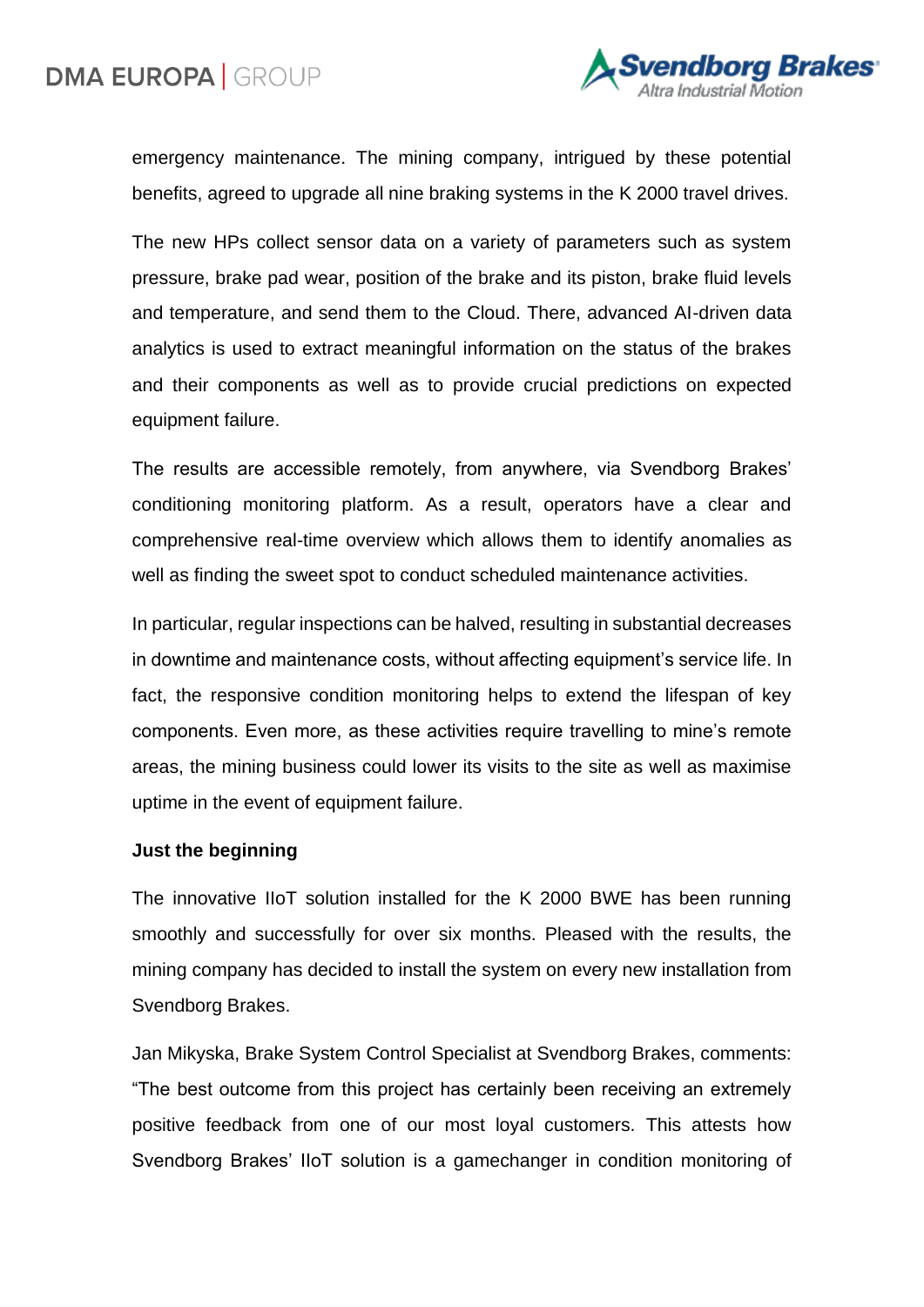emergency maintenance. The mining company, intrigued by these potential benefits, agreed to upgrade all nine braking systems in the K 2000 travel drives.

The new HPs collect sensor data on a variety of parameters such as system pressure, brake pad wear, position of the brake and its piston, brake fluid levels and temperature, and send them to the Cloud. There, advanced AI-driven data analytics is used to extract meaningful information on the status of the brakes and their components as well as to provide crucial predictions on expected equipment failure.

The results are accessible remotely, from anywhere, via Svendborg Brakes' conditioning monitoring platform. As a result, operators have a clear and comprehensive real-time overview which allows them to identify anomalies as well as finding the sweet spot to conduct scheduled maintenance activities.

In particular, regular inspections can be halved, resulting in substantial decreases in downtime and maintenance costs, without affecting equipment's service life. In fact, the responsive condition monitoring helps to extend the lifespan of key components. Even more, as these activities require travelling to mine's remote areas, the mining business could lower its visits to the site as well as maximise uptime in the event of equipment failure.

**Just the beginning**

The innovative IIoT solution installed for the K 2000 BWE has been running smoothly and successfully for over six months. Pleased with the results, the mining company has decided to install the system on every new installation from Svendborg Brakes.

Jan Mikyska, Brake System Control Specialist at Svendborg Brakes, comments: "The best outcome from this project has certainly been receiving an extremely positive feedback from one of our most loyal customers. This attests how Svendborg Brakes' IIoT solution is a gamechanger in condition monitoring of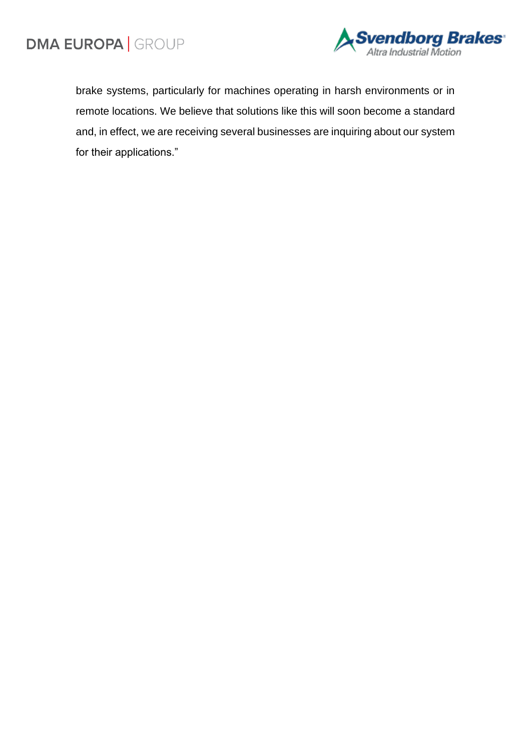brake systems, particularly for machines operating in harsh environments or in remote locations. We believe that solutions like this will soon become a standard and, in effect, we are receiving several businesses are inquiring about our system for their applications."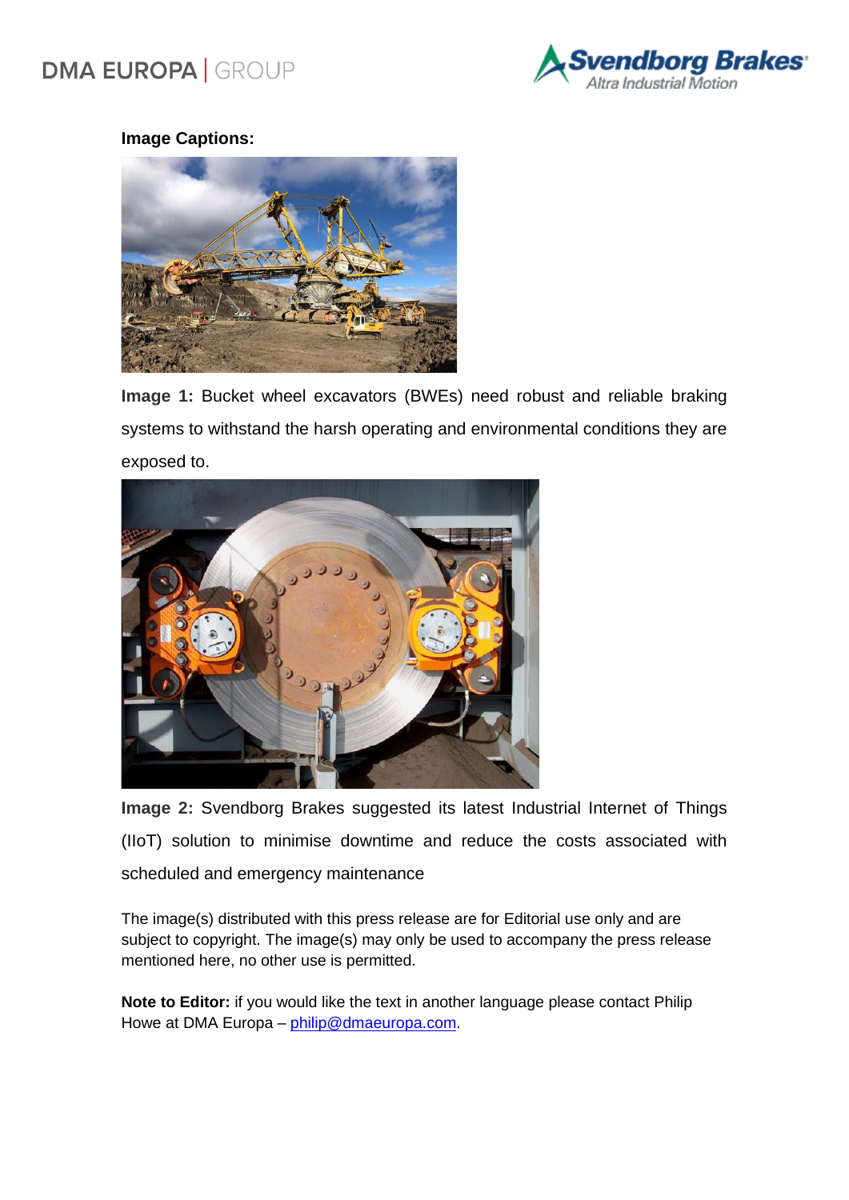**Image Captions:**

**Image 1:** Bucket wheel excavators (BWEs) need robust and reliable braking systems to withstand the harsh operating and environmental conditions they are exposed to.

**Image 2:** Svendborg Brakes suggested its latest Industrial Internet of Things (IIoT) solution to minimise downtime and reduce the costs associated with scheduled and emergency maintenance

The image(s) distributed with this press release are for Editorial use only and are subject to copyright. The image(s) may only be used to accompany the press release mentioned here, no other use is permitted.

**Note to Editor:** if you would like the text in another language please contact Philip Howe at DMA Europa – philip@dmaeuropa.com.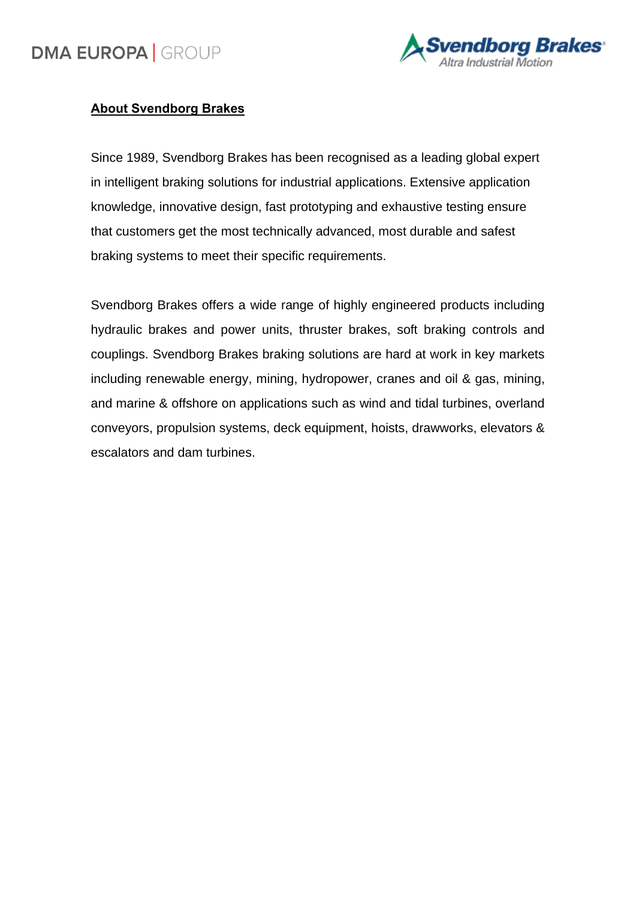## About Svendborg Brakes

Since 1989, Svendborg Brakes has been recognised as a leading global expert in intelligent braking solutions for industrial applications. Extensive application knowledge, innovative design, fast prototyping and exhaustive testing ensure that customers get the most technically advanced, most durable and safest braking systems to meet their specific requirements.

Svendborg Brakes offers a wide range of highly engineered products including hydraulic brakes and power units, thruster brakes, soft braking controls and couplings. Svendborg Brakes braking solutions are hard at work in key markets including renewable energy, mining, hydropower, cranes and oil & gas, mining, and marine & offshore on applications such as wind and tidal turbines, overland conveyors, propulsion systems, deck equipment, hoists, drawworks, elevators & escalators and dam turbines.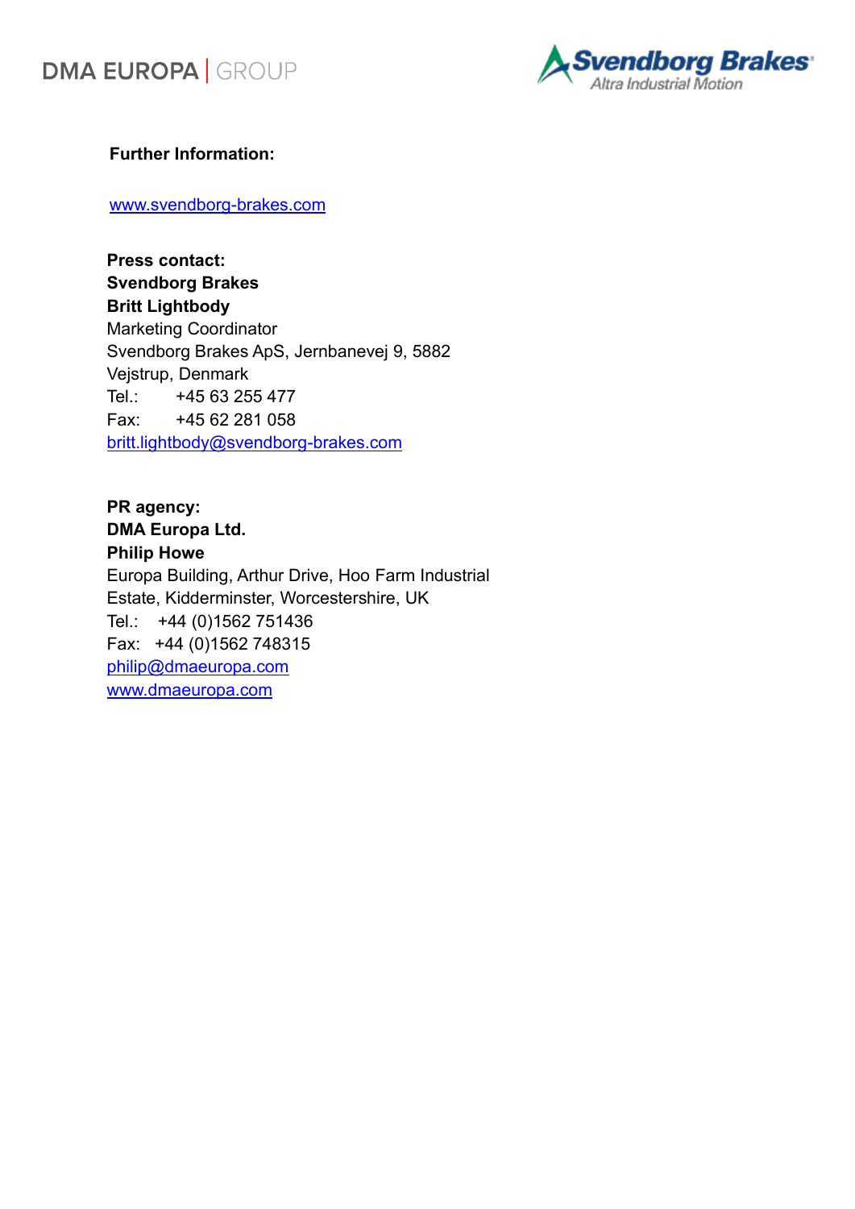**Further Information:**

www.svendborg-brakes.com

**Press contact:**
**Svendborg Brakes**
**Britt Lightbody**
Marketing Coordinator
Svendborg Brakes ApS, Jernbanevej 9, 5882
Vejstrup, Denmark
Tel.: +45 63 255 477
Fax: +45 62 281 058
britt.lightbody@svendborg-brakes.com

**PR agency:**
**DMA Europa Ltd.**
**Philip Howe**
Europa Building, Arthur Drive, Hoo Farm Industrial
Estate, Kidderminster, Worcestershire, UK
Tel.: +44 (0)1562 751436
Fax: +44 (0)1562 748315
philip@dmaeuropa.com
www.dmaeuropa.com